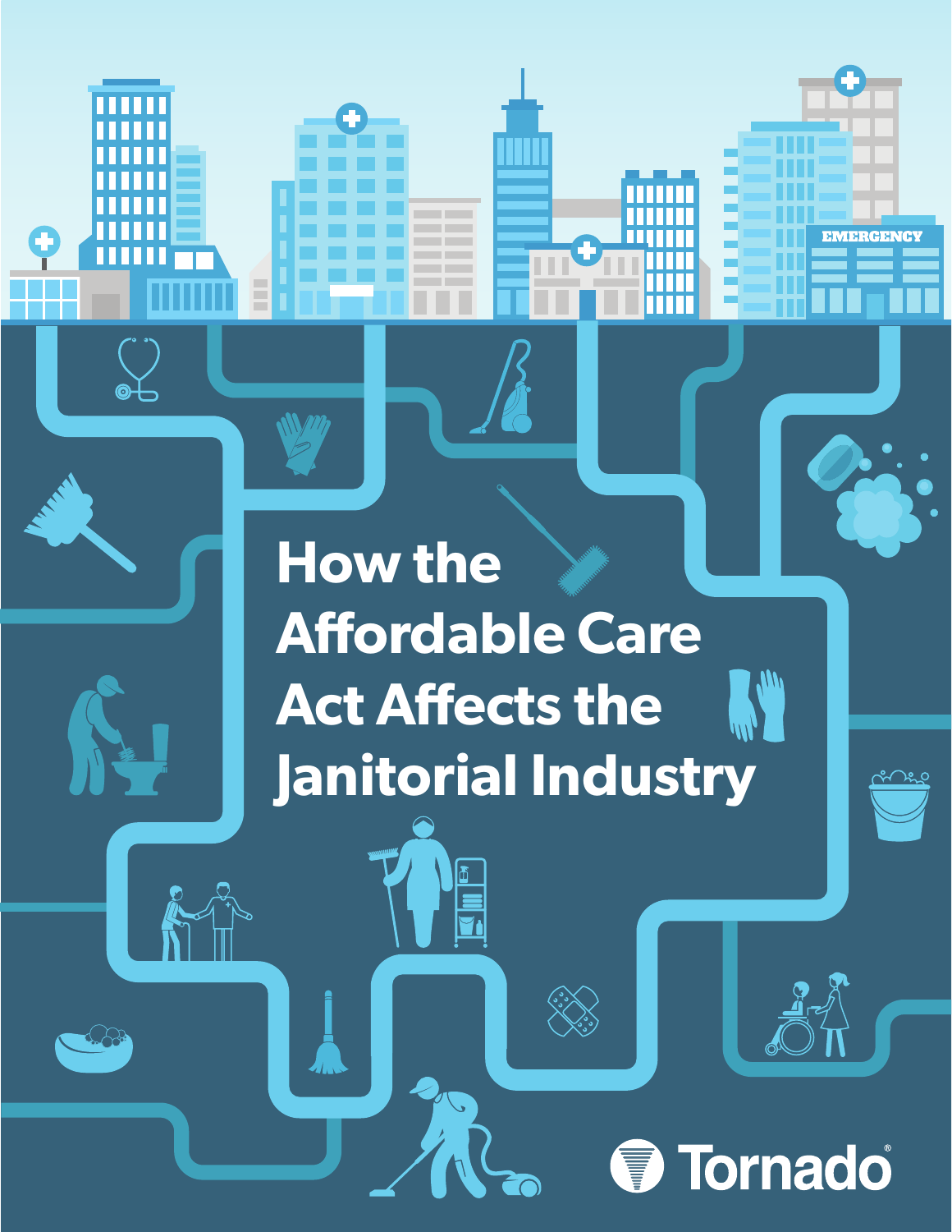# How the Affordable Care Act Affects the Janitorial Industry

Tornado®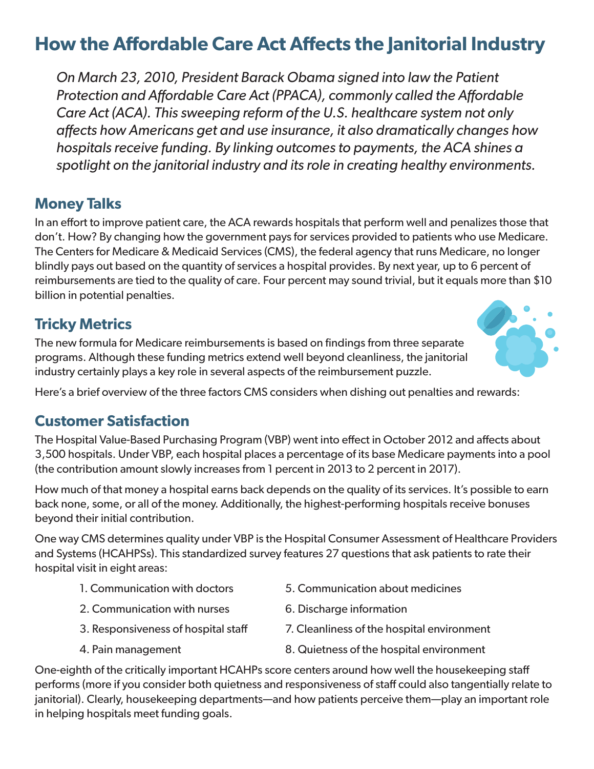# How the Affordable Care Act Affects the Janitorial Industry

*On March 23, 2010, President Barack Obama signed into law the Patient Protection and Affordable Care Act (PPACA), commonly called the Affordable Care Act (ACA). This sweeping reform of the U.S. healthcare system not only affects how Americans get and use insurance, it also dramatically changes how hospitals receive funding. By linking outcomes to payments, the ACA shines a spotlight on the janitorial industry and its role in creating healthy environments.*

## Money Talks

In an effort to improve patient care, the ACA rewards hospitals that perform well and penalizes those that don't. How? By changing how the government pays for services provided to patients who use Medicare. The Centers for Medicare & Medicaid Services (CMS), the federal agency that runs Medicare, no longer blindly pays out based on the quantity of services a hospital provides. By next year, up to 6 percent of reimbursements are tied to the quality of care. Four percent may sound trivial, but it equals more than $10 billion in potential penalties.

## Tricky Metrics

The new formula for Medicare reimbursements is based on findings from three separate programs. Although these funding metrics extend well beyond cleanliness, the janitorial industry certainly plays a key role in several aspects of the reimbursement puzzle.

Here's a brief overview of the three factors CMS considers when dishing out penalties and rewards:

## Customer Satisfaction

The Hospital Value-Based Purchasing Program (VBP) went into effect in October 2012 and affects about 3,500 hospitals. Under VBP, each hospital places a percentage of its base Medicare payments into a pool (the contribution amount slowly increases from 1 percent in 2013 to 2 percent in 2017).

How much of that money a hospital earns back depends on the quality of its services. It's possible to earn back none, some, or all of the money. Additionally, the highest-performing hospitals receive bonuses beyond their initial contribution.

One way CMS determines quality under VBP is the Hospital Consumer Assessment of Healthcare Providers and Systems (HCAHPSs). This standardized survey features 27 questions that ask patients to rate their hospital visit in eight areas:

1. Communication with doctors
2. Communication with nurses
3. Responsiveness of hospital staff
4. Pain management
5. Communication about medicines
6. Discharge information
7. Cleanliness of the hospital environment
8. Quietness of the hospital environment

One-eighth of the critically important HCAHPs score centers around how well the housekeeping staff performs (more if you consider both quietness and responsiveness of staff could also tangentially relate to janitorial). Clearly, housekeeping departments—and how patients perceive them—play an important role in helping hospitals meet funding goals.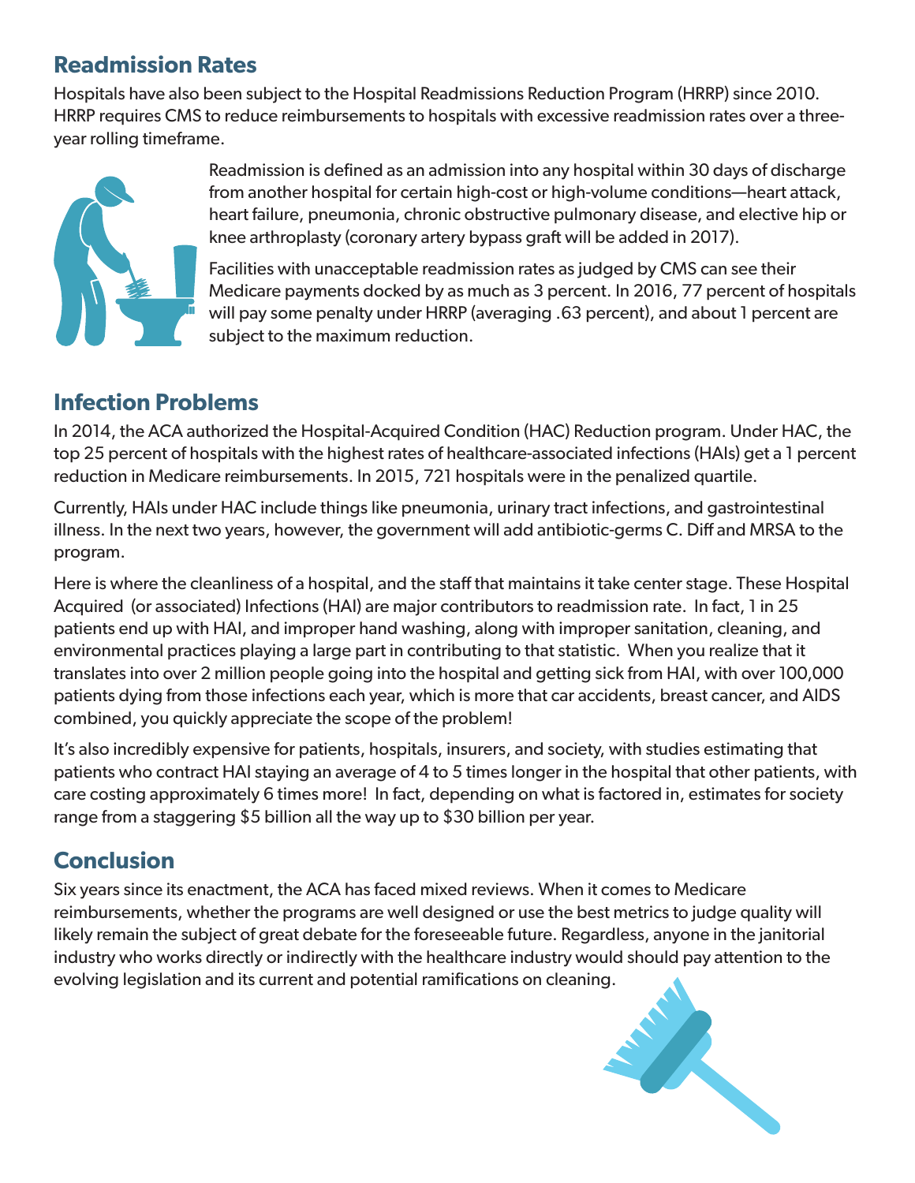## Readmission Rates

Hospitals have also been subject to the Hospital Readmissions Reduction Program (HRRP) since 2010. HRRP requires CMS to reduce reimbursements to hospitals with excessive readmission rates over a three-year rolling timeframe.

Readmission is defined as an admission into any hospital within 30 days of discharge from another hospital for certain high-cost or high-volume conditions—heart attack, heart failure, pneumonia, chronic obstructive pulmonary disease, and elective hip or knee arthroplasty (coronary artery bypass graft will be added in 2017).

Facilities with unacceptable readmission rates as judged by CMS can see their Medicare payments docked by as much as 3 percent. In 2016, 77 percent of hospitals will pay some penalty under HRRP (averaging .63 percent), and about 1 percent are subject to the maximum reduction.

## Infection Problems

In 2014, the ACA authorized the Hospital-Acquired Condition (HAC) Reduction program. Under HAC, the top 25 percent of hospitals with the highest rates of healthcare-associated infections (HAIs) get a 1 percent reduction in Medicare reimbursements. In 2015, 721 hospitals were in the penalized quartile.

Currently, HAIs under HAC include things like pneumonia, urinary tract infections, and gastrointestinal illness. In the next two years, however, the government will add antibiotic-germs C. Diff and MRSA to the program.

Here is where the cleanliness of a hospital, and the staff that maintains it take center stage. These Hospital Acquired (or associated) Infections (HAI) are major contributors to readmission rate. In fact, 1 in 25 patients end up with HAI, and improper hand washing, along with improper sanitation, cleaning, and environmental practices playing a large part in contributing to that statistic. When you realize that it translates into over 2 million people going into the hospital and getting sick from HAI, with over 100,000 patients dying from those infections each year, which is more that car accidents, breast cancer, and AIDS combined, you quickly appreciate the scope of the problem!

It's also incredibly expensive for patients, hospitals, insurers, and society, with studies estimating that patients who contract HAI staying an average of 4 to 5 times longer in the hospital that other patients, with care costing approximately 6 times more! In fact, depending on what is factored in, estimates for society range from a staggering $5 billion all the way up to $30 billion per year.

## Conclusion

Six years since its enactment, the ACA has faced mixed reviews. When it comes to Medicare reimbursements, whether the programs are well designed or use the best metrics to judge quality will likely remain the subject of great debate for the foreseeable future. Regardless, anyone in the janitorial industry who works directly or indirectly with the healthcare industry would should pay attention to the evolving legislation and its current and potential ramifications on cleaning.